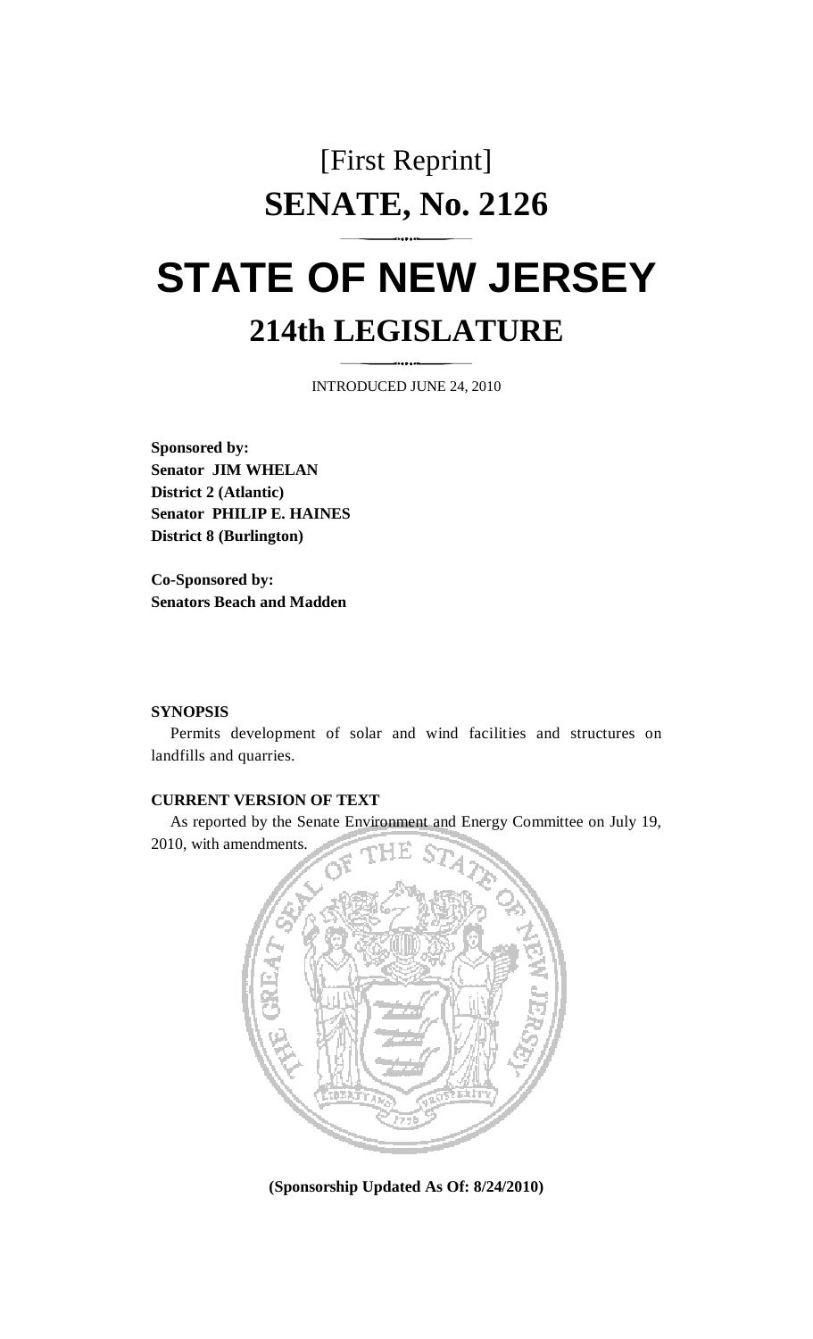# [First Reprint]

# SENATE, No. 2126

# STATE OF NEW JERSEY

## 214th LEGISLATURE

INTRODUCED JUNE 24, 2010

**Sponsored by:**
**Senator JIM WHELAN**
**District 2 (Atlantic)**
**Senator PHILIP E. HAINES**
**District 8 (Burlington)**

**Co-Sponsored by:**
**Senators Beach and Madden**

**SYNOPSIS**

Permits development of solar and wind facilities and structures on landfills and quarries.

**CURRENT VERSION OF TEXT**

As reported by the Senate Environment and Energy Committee on July 19, 2010, with amendments.

**(Sponsorship Updated As Of: 8/24/2010)**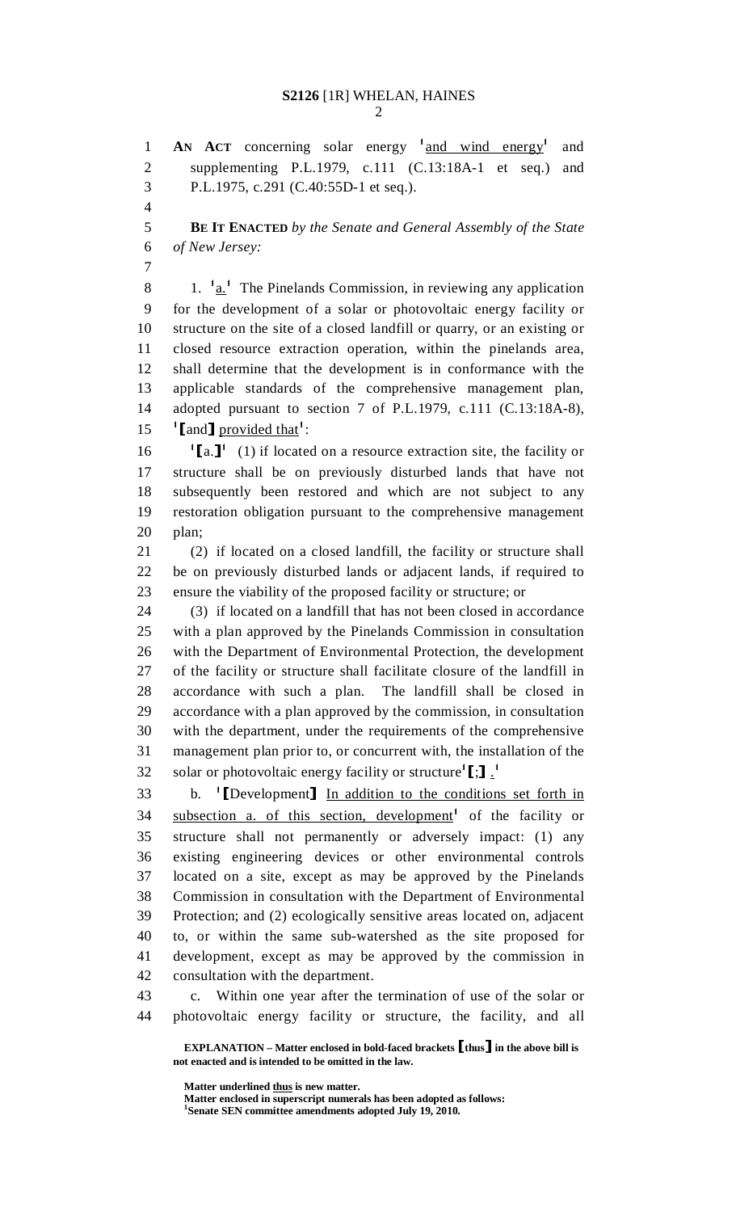**AN ACT** concerning solar energy [1]and wind energy[1] and supplementing P.L.1979, c.111 (C.13:18A-1 et seq.) and P.L.1975, c.291 (C.40:55D-1 et seq.).

**BE IT ENACTED** *by the Senate and General Assembly of the State of New Jersey:*

1. [1]a.[1] The Pinelands Commission, in reviewing any application for the development of a solar or photovoltaic energy facility or structure on the site of a closed landfill or quarry, or an existing or closed resource extraction operation, within the pinelands area, shall determine that the development is in conformance with the applicable standards of the comprehensive management plan, adopted pursuant to section 7 of P.L.1979, c.111 (C.13:18A-8), [1]**[**and**]** provided that[1]:

[1]**[**a.**]**[1] (1) if located on a resource extraction site, the facility or structure shall be on previously disturbed lands that have not subsequently been restored and which are not subject to any restoration obligation pursuant to the comprehensive management plan;

(2) if located on a closed landfill, the facility or structure shall be on previously disturbed lands or adjacent lands, if required to ensure the viability of the proposed facility or structure; or

(3) if located on a landfill that has not been closed in accordance with a plan approved by the Pinelands Commission in consultation with the Department of Environmental Protection, the development of the facility or structure shall facilitate closure of the landfill in accordance with such a plan. The landfill shall be closed in accordance with a plan approved by the commission, in consultation with the department, under the requirements of the comprehensive management plan prior to, or concurrent with, the installation of the solar or photovoltaic energy facility or structure[1]**[**;**]** .[1]

b. [1]**[**Development**]** In addition to the conditions set forth in subsection a. of this section, development[1] of the facility or structure shall not permanently or adversely impact: (1) any existing engineering devices or other environmental controls located on a site, except as may be approved by the Pinelands Commission in consultation with the Department of Environmental Protection; and (2) ecologically sensitive areas located on, adjacent to, or within the same sub-watershed as the site proposed for development, except as may be approved by the commission in consultation with the department.

c. Within one year after the termination of use of the solar or photovoltaic energy facility or structure, the facility, and all

**EXPLANATION – Matter enclosed in bold-faced brackets [thus] in the above bill is not enacted and is intended to be omitted in the law.**

**Matter underlined thus is new matter.**
**Matter enclosed in superscript numerals has been adopted as follows:**
**[1]Senate SEN committee amendments adopted July 19, 2010.**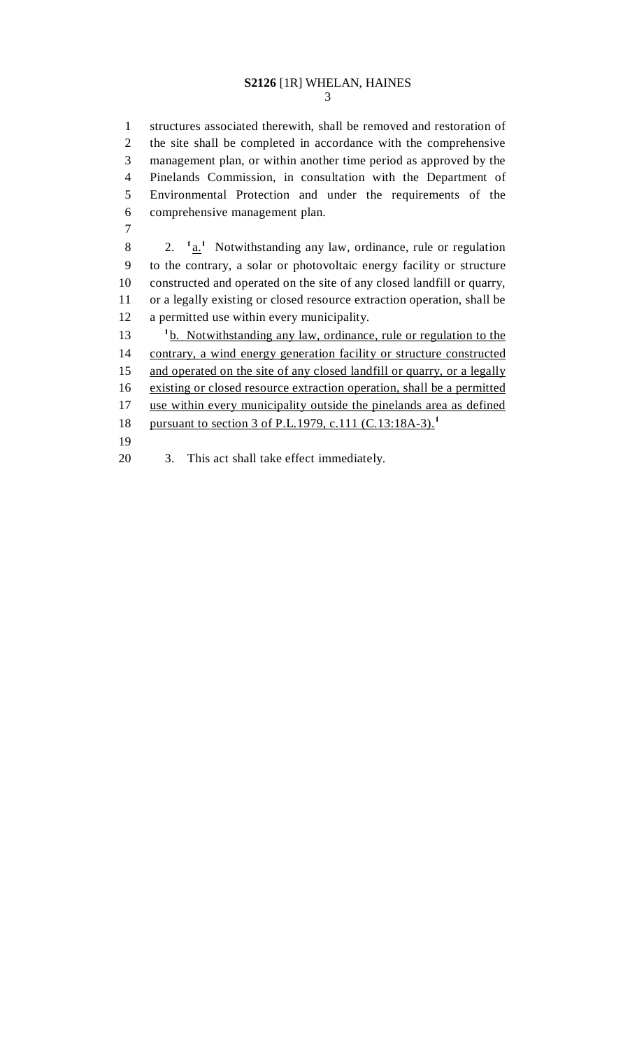structures associated therewith, shall be removed and restoration of the site shall be completed in accordance with the comprehensive management plan, or within another time period as approved by the Pinelands Commission, in consultation with the Department of Environmental Protection and under the requirements of the comprehensive management plan.

2. [1]a.[1] Notwithstanding any law, ordinance, rule or regulation to the contrary, a solar or photovoltaic energy facility or structure constructed and operated on the site of any closed landfill or quarry, or a legally existing or closed resource extraction operation, shall be a permitted use within every municipality.

[1]b. Notwithstanding any law, ordinance, rule or regulation to the contrary, a wind energy generation facility or structure constructed and operated on the site of any closed landfill or quarry, or a legally existing or closed resource extraction operation, shall be a permitted use within every municipality outside the pinelands area as defined pursuant to section 3 of P.L.1979, c.111 (C.13:18A-3).[1]

3. This act shall take effect immediately.